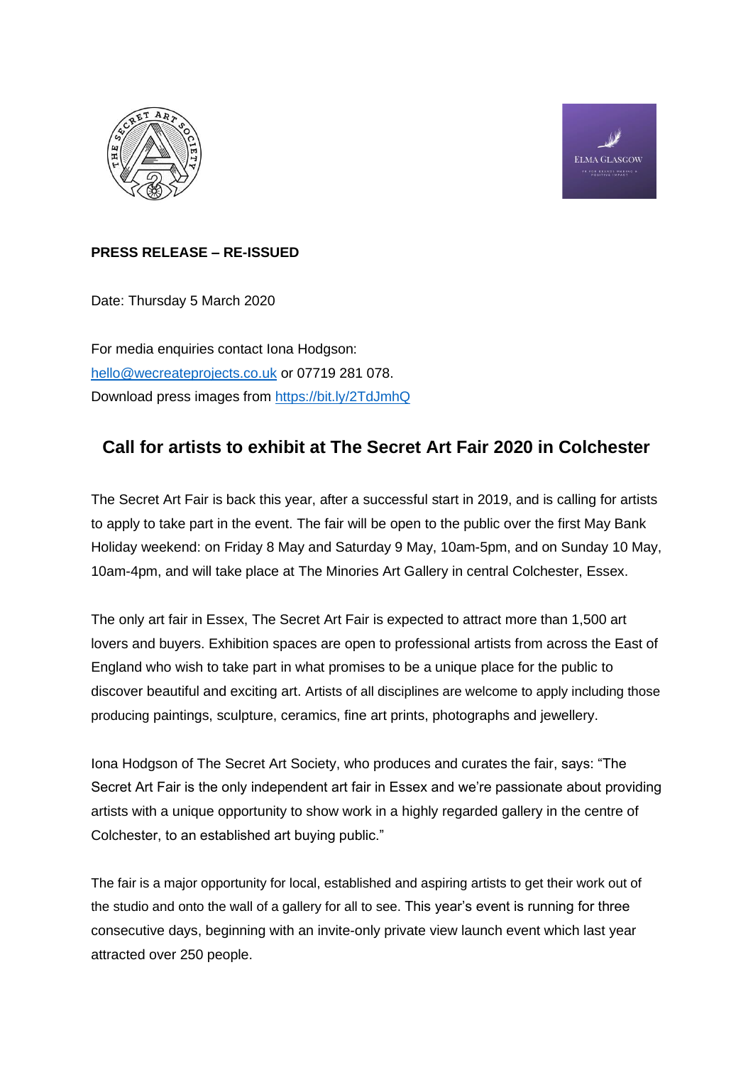**PRESS RELEASE – RE-ISSUED**

Date: Thursday 5 March 2020

For media enquiries contact Iona Hodgson:
hello@wecreateprojects.co.uk or 07719 281 078.
Download press images from https://bit.ly/2TdJmhQ

## Call for artists to exhibit at The Secret Art Fair 2020 in Colchester

The Secret Art Fair is back this year, after a successful start in 2019, and is calling for artists to apply to take part in the event. The fair will be open to the public over the first May Bank Holiday weekend: on Friday 8 May and Saturday 9 May, 10am-5pm, and on Sunday 10 May, 10am-4pm, and will take place at The Minories Art Gallery in central Colchester, Essex.

The only art fair in Essex, The Secret Art Fair is expected to attract more than 1,500 art lovers and buyers. Exhibition spaces are open to professional artists from across the East of England who wish to take part in what promises to be a unique place for the public to discover beautiful and exciting art. Artists of all disciplines are welcome to apply including those producing paintings, sculpture, ceramics, fine art prints, photographs and jewellery.

Iona Hodgson of The Secret Art Society, who produces and curates the fair, says: "The Secret Art Fair is the only independent art fair in Essex and we're passionate about providing artists with a unique opportunity to show work in a highly regarded gallery in the centre of Colchester, to an established art buying public."

The fair is a major opportunity for local, established and aspiring artists to get their work out of the studio and onto the wall of a gallery for all to see. This year's event is running for three consecutive days, beginning with an invite-only private view launch event which last year attracted over 250 people.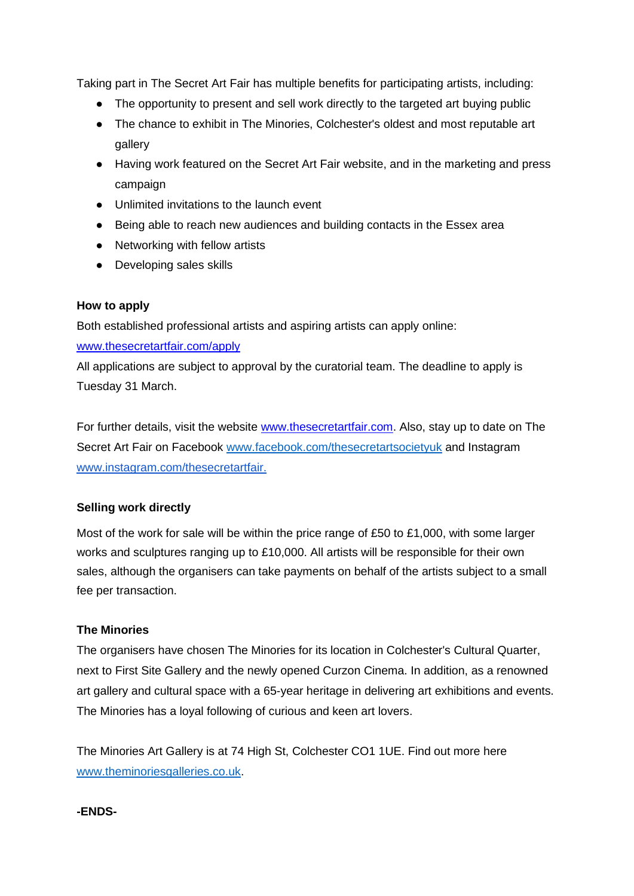Taking part in The Secret Art Fair has multiple benefits for participating artists, including:

- The opportunity to present and sell work directly to the targeted art buying public
- The chance to exhibit in The Minories, Colchester's oldest and most reputable art gallery
- Having work featured on the Secret Art Fair website, and in the marketing and press campaign
- Unlimited invitations to the launch event
- Being able to reach new audiences and building contacts in the Essex area
- Networking with fellow artists
- Developing sales skills

**How to apply**

Both established professional artists and aspiring artists can apply online: [www.thesecretartfair.com/apply](www.thesecretartfair.com/apply)

All applications are subject to approval by the curatorial team. The deadline to apply is Tuesday 31 March.

For further details, visit the website [www.thesecretartfair.com](www.thesecretartfair.com). Also, stay up to date on The Secret Art Fair on Facebook [www.facebook.com/thesecretartsocietyuk](www.facebook.com/thesecretartsocietyuk) and Instagram [www.instagram.com/thesecretartfair.](www.instagram.com/thesecretartfair)

**Selling work directly**

Most of the work for sale will be within the price range of £50 to £1,000, with some larger works and sculptures ranging up to £10,000. All artists will be responsible for their own sales, although the organisers can take payments on behalf of the artists subject to a small fee per transaction.

**The Minories**

The organisers have chosen The Minories for its location in Colchester's Cultural Quarter, next to First Site Gallery and the newly opened Curzon Cinema. In addition, as a renowned art gallery and cultural space with a 65-year heritage in delivering art exhibitions and events. The Minories has a loyal following of curious and keen art lovers.

The Minories Art Gallery is at 74 High St, Colchester CO1 1UE. Find out more here [www.theminoriesgalleries.co.uk](www.theminoriesgalleries.co.uk).

**-ENDS-**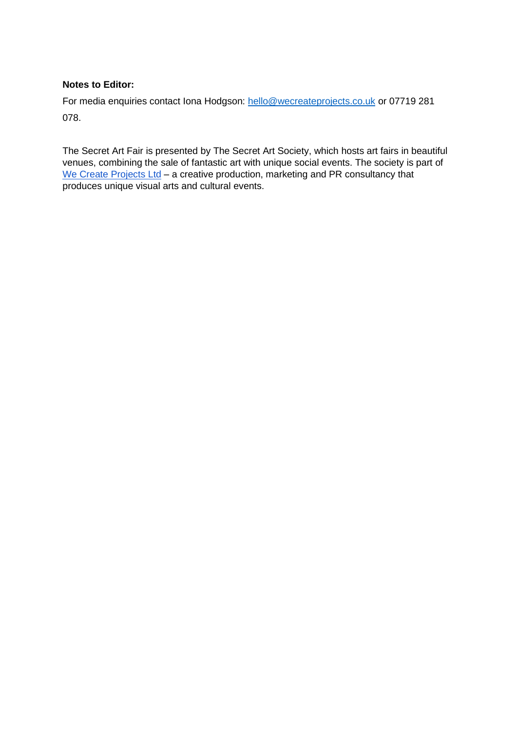**Notes to Editor:**

For media enquiries contact Iona Hodgson: hello@wecreateprojects.co.uk or 07719 281 078.

The Secret Art Fair is presented by The Secret Art Society, which hosts art fairs in beautiful venues, combining the sale of fantastic art with unique social events. The society is part of We Create Projects Ltd – a creative production, marketing and PR consultancy that produces unique visual arts and cultural events.